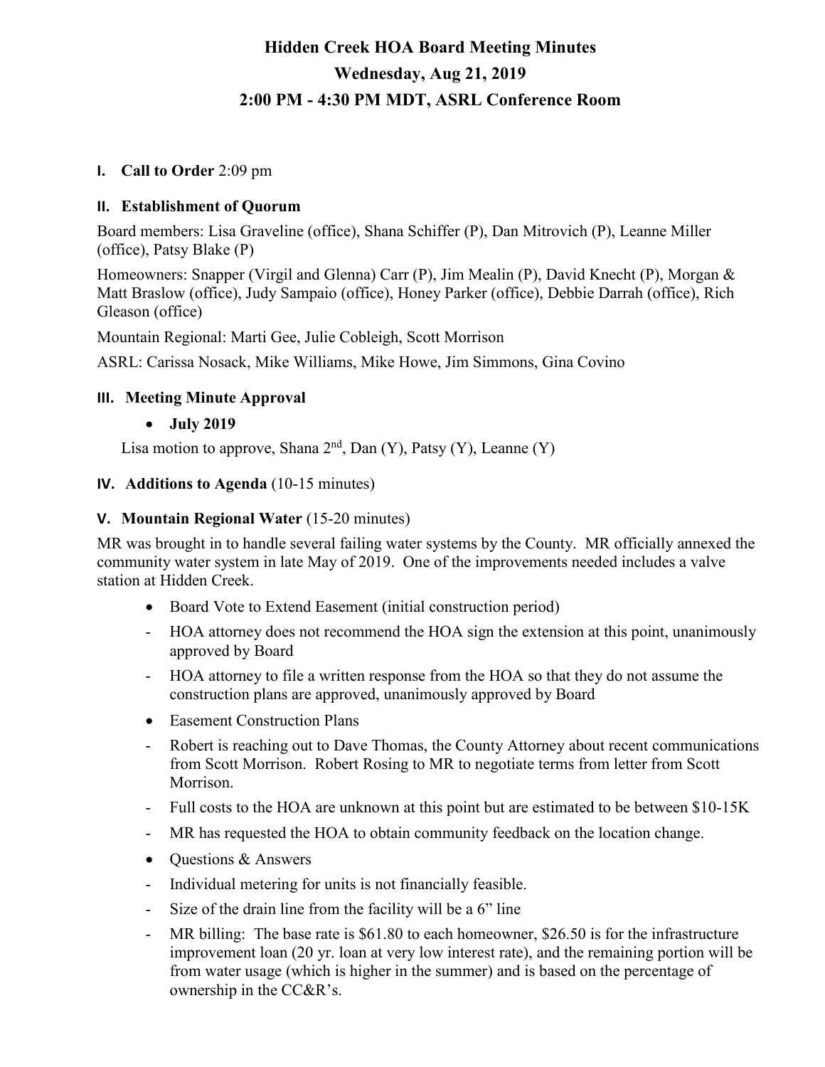# Hidden Creek HOA Board Meeting Minutes
## Wednesday, Aug 21, 2019
## 2:00 PM - 4:30 PM MDT, ASRL Conference Room

**I. Call to Order** 2:09 pm

**II. Establishment of Quorum**

Board members: Lisa Graveline (office), Shana Schiffer (P), Dan Mitrovich (P), Leanne Miller (office), Patsy Blake (P)

Homeowners: Snapper (Virgil and Glenna) Carr (P), Jim Mealin (P), David Knecht (P), Morgan & Matt Braslow (office), Judy Sampaio (office), Honey Parker (office), Debbie Darrah (office), Rich Gleason (office)

Mountain Regional: Marti Gee, Julie Cobleigh, Scott Morrison

ASRL: Carissa Nosack, Mike Williams, Mike Howe, Jim Simmons, Gina Covino

**III. Meeting Minute Approval**

- **July 2019**

Lisa motion to approve, Shana 2nd, Dan (Y), Patsy (Y), Leanne (Y)

**IV. Additions to Agenda** (10-15 minutes)

**V. Mountain Regional Water** (15-20 minutes)

MR was brought in to handle several failing water systems by the County. MR officially annexed the community water system in late May of 2019. One of the improvements needed includes a valve station at Hidden Creek.

- Board Vote to Extend Easement (initial construction period)
  - HOA attorney does not recommend the HOA sign the extension at this point, unanimously approved by Board
  - HOA attorney to file a written response from the HOA so that they do not assume the construction plans are approved, unanimously approved by Board
- Easement Construction Plans
  - Robert is reaching out to Dave Thomas, the County Attorney about recent communications from Scott Morrison. Robert Rosing to MR to negotiate terms from letter from Scott Morrison.
  - Full costs to the HOA are unknown at this point but are estimated to be between $10-15K
  - MR has requested the HOA to obtain community feedback on the location change.
- Questions & Answers
  - Individual metering for units is not financially feasible.
  - Size of the drain line from the facility will be a 6" line
  - MR billing: The base rate is $61.80 to each homeowner, $26.50 is for the infrastructure improvement loan (20 yr. loan at very low interest rate), and the remaining portion will be from water usage (which is higher in the summer) and is based on the percentage of ownership in the CC&R's.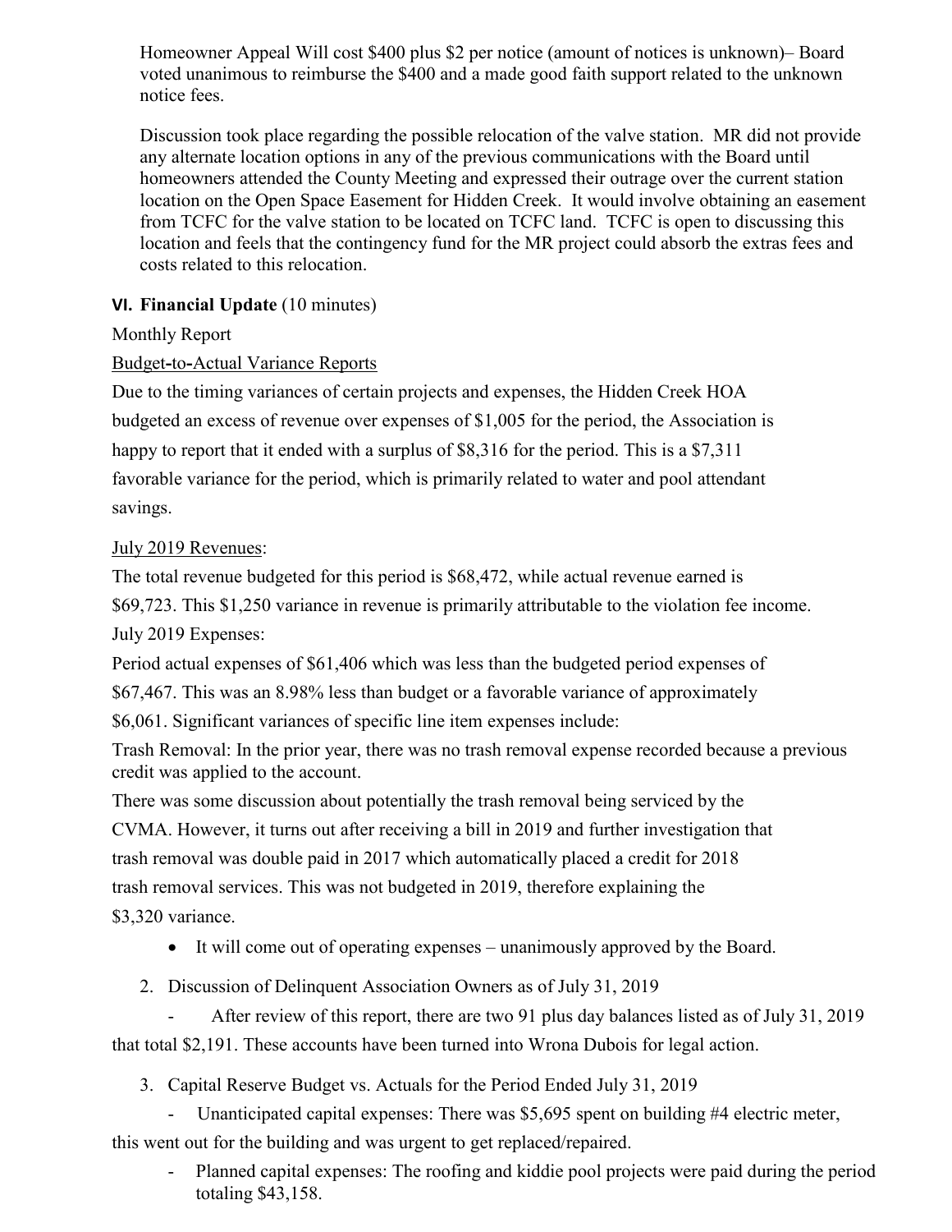Homeowner Appeal Will cost $400 plus $2 per notice (amount of notices is unknown)– Board voted unanimous to reimburse the $400 and a made good faith support related to the unknown notice fees.

Discussion took place regarding the possible relocation of the valve station. MR did not provide any alternate location options in any of the previous communications with the Board until homeowners attended the County Meeting and expressed their outrage over the current station location on the Open Space Easement for Hidden Creek. It would involve obtaining an easement from TCFC for the valve station to be located on TCFC land. TCFC is open to discussing this location and feels that the contingency fund for the MR project could absorb the extras fees and costs related to this relocation.

**VI. Financial Update** (10 minutes)

Monthly Report

Budget-to-Actual Variance Reports

Due to the timing variances of certain projects and expenses, the Hidden Creek HOA budgeted an excess of revenue over expenses of $1,005 for the period, the Association is happy to report that it ended with a surplus of $8,316 for the period. This is a $7,311 favorable variance for the period, which is primarily related to water and pool attendant savings.

July 2019 Revenues:

The total revenue budgeted for this period is $68,472, while actual revenue earned is $69,723. This $1,250 variance in revenue is primarily attributable to the violation fee income.

July 2019 Expenses:

Period actual expenses of $61,406 which was less than the budgeted period expenses of $67,467. This was an 8.98% less than budget or a favorable variance of approximately $6,061. Significant variances of specific line item expenses include:

Trash Removal: In the prior year, there was no trash removal expense recorded because a previous credit was applied to the account.

There was some discussion about potentially the trash removal being serviced by the CVMA. However, it turns out after receiving a bill in 2019 and further investigation that trash removal was double paid in 2017 which automatically placed a credit for 2018 trash removal services. This was not budgeted in 2019, therefore explaining the $3,320 variance.

- It will come out of operating expenses – unanimously approved by the Board.

2. Discussion of Delinquent Association Owners as of July 31, 2019

- After review of this report, there are two 91 plus day balances listed as of July 31, 2019 that total $2,191. These accounts have been turned into Wrona Dubois for legal action.

3. Capital Reserve Budget vs. Actuals for the Period Ended July 31, 2019

- Unanticipated capital expenses: There was $5,695 spent on building #4 electric meter, this went out for the building and was urgent to get replaced/repaired.
- Planned capital expenses: The roofing and kiddie pool projects were paid during the period totaling $43,158.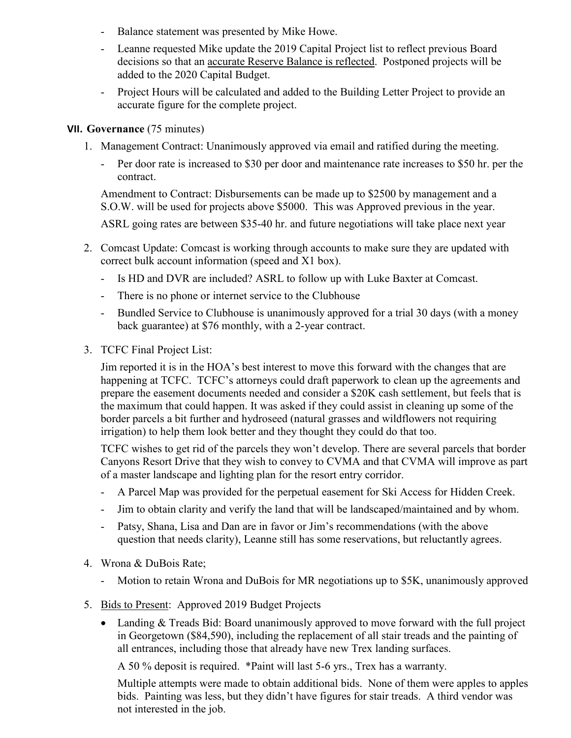- Balance statement was presented by Mike Howe.
- Leanne requested Mike update the 2019 Capital Project list to reflect previous Board decisions so that an <u>accurate Reserve Balance is reflected</u>. Postponed projects will be added to the 2020 Capital Budget.
- Project Hours will be calculated and added to the Building Letter Project to provide an accurate figure for the complete project.

## VII. Governance (75 minutes)

1. Management Contract: Unanimously approved via email and ratified during the meeting.
   - Per door rate is increased to $30 per door and maintenance rate increases to $50 hr. per the contract.

   Amendment to Contract: Disbursements can be made up to $2500 by management and a S.O.W. will be used for projects above $5000. This was Approved previous in the year.

   ASRL going rates are between $35-40 hr. and future negotiations will take place next year

2. Comcast Update: Comcast is working through accounts to make sure they are updated with correct bulk account information (speed and X1 box).
   - Is HD and DVR are included? ASRL to follow up with Luke Baxter at Comcast.
   - There is no phone or internet service to the Clubhouse
   - Bundled Service to Clubhouse is unanimously approved for a trial 30 days (with a money back guarantee) at $76 monthly, with a 2-year contract.

3. TCFC Final Project List:

   Jim reported it is in the HOA's best interest to move this forward with the changes that are happening at TCFC. TCFC's attorneys could draft paperwork to clean up the agreements and prepare the easement documents needed and consider a $20K cash settlement, but feels that is the maximum that could happen. It was asked if they could assist in cleaning up some of the border parcels a bit further and hydroseed (natural grasses and wildflowers not requiring irrigation) to help them look better and they thought they could do that too.

   TCFC wishes to get rid of the parcels they won't develop. There are several parcels that border Canyons Resort Drive that they wish to convey to CVMA and that CVMA will improve as part of a master landscape and lighting plan for the resort entry corridor.

   - A Parcel Map was provided for the perpetual easement for Ski Access for Hidden Creek.
   - Jim to obtain clarity and verify the land that will be landscaped/maintained and by whom.
   - Patsy, Shana, Lisa and Dan are in favor or Jim's recommendations (with the above question that needs clarity), Leanne still has some reservations, but reluctantly agrees.

4. Wrona & DuBois Rate;
   - Motion to retain Wrona and DuBois for MR negotiations up to $5K, unanimously approved

5. <u>Bids to Present</u>: Approved 2019 Budget Projects

   - Landing & Treads Bid: Board unanimously approved to move forward with the full project in Georgetown ($84,590), including the replacement of all stair treads and the painting of all entrances, including those that already have new Trex landing surfaces.

     A 50 % deposit is required. *Paint will last 5-6 yrs., Trex has a warranty.

     Multiple attempts were made to obtain additional bids. None of them were apples to apples bids. Painting was less, but they didn't have figures for stair treads. A third vendor was not interested in the job.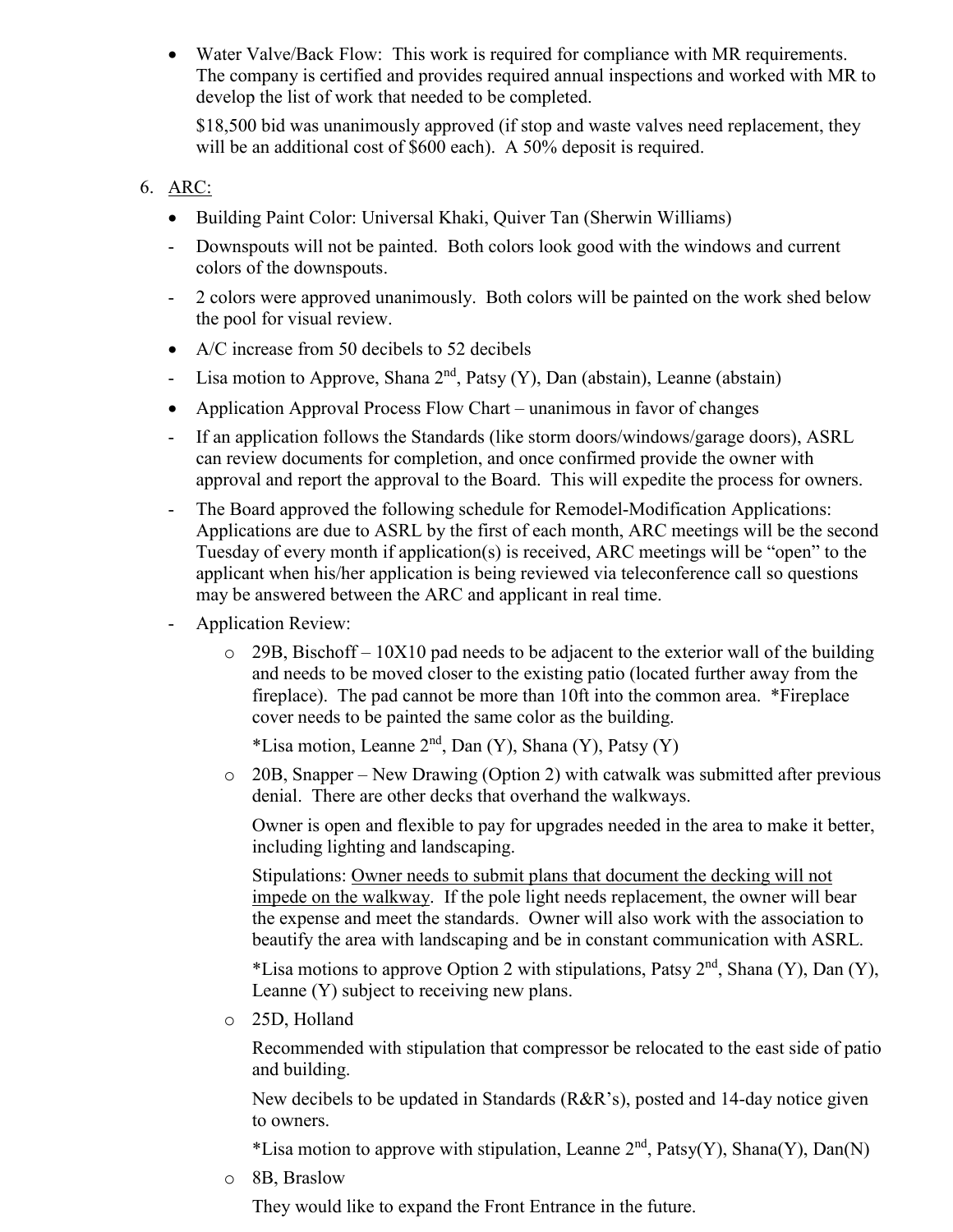- Water Valve/Back Flow: This work is required for compliance with MR requirements. The company is certified and provides required annual inspections and worked with MR to develop the list of work that needed to be completed.

  $18,500 bid was unanimously approved (if stop and waste valves need replacement, they will be an additional cost of $600 each). A 50% deposit is required.

6. ARC:
   - Building Paint Color: Universal Khaki, Quiver Tan (Sherwin Williams)
   - Downspouts will not be painted. Both colors look good with the windows and current colors of the downspouts.
   - 2 colors were approved unanimously. Both colors will be painted on the work shed below the pool for visual review.
   - A/C increase from 50 decibels to 52 decibels
   - Lisa motion to Approve, Shana 2nd, Patsy (Y), Dan (abstain), Leanne (abstain)
   - Application Approval Process Flow Chart – unanimous in favor of changes
   - If an application follows the Standards (like storm doors/windows/garage doors), ASRL can review documents for completion, and once confirmed provide the owner with approval and report the approval to the Board. This will expedite the process for owners.
   - The Board approved the following schedule for Remodel-Modification Applications: Applications are due to ASRL by the first of each month, ARC meetings will be the second Tuesday of every month if application(s) is received, ARC meetings will be "open" to the applicant when his/her application is being reviewed via teleconference call so questions may be answered between the ARC and applicant in real time.
   - Application Review:
     - 29B, Bischoff – 10X10 pad needs to be adjacent to the exterior wall of the building and needs to be moved closer to the existing patio (located further away from the fireplace). The pad cannot be more than 10ft into the common area. *Fireplace cover needs to be painted the same color as the building.

       *Lisa motion, Leanne 2nd, Dan (Y), Shana (Y), Patsy (Y)
     - 20B, Snapper – New Drawing (Option 2) with catwalk was submitted after previous denial. There are other decks that overhand the walkways.

       Owner is open and flexible to pay for upgrades needed in the area to make it better, including lighting and landscaping.

       Stipulations: <u>Owner needs to submit plans that document the decking will not impede on the walkway</u>. If the pole light needs replacement, the owner will bear the expense and meet the standards. Owner will also work with the association to beautify the area with landscaping and be in constant communication with ASRL.

       *Lisa motions to approve Option 2 with stipulations, Patsy 2nd, Shana (Y), Dan (Y), Leanne (Y) subject to receiving new plans.
     - 25D, Holland

       Recommended with stipulation that compressor be relocated to the east side of patio and building.

       New decibels to be updated in Standards (R&R's), posted and 14-day notice given to owners.

       *Lisa motion to approve with stipulation, Leanne 2nd, Patsy(Y), Shana(Y), Dan(N)
     - 8B, Braslow

       They would like to expand the Front Entrance in the future.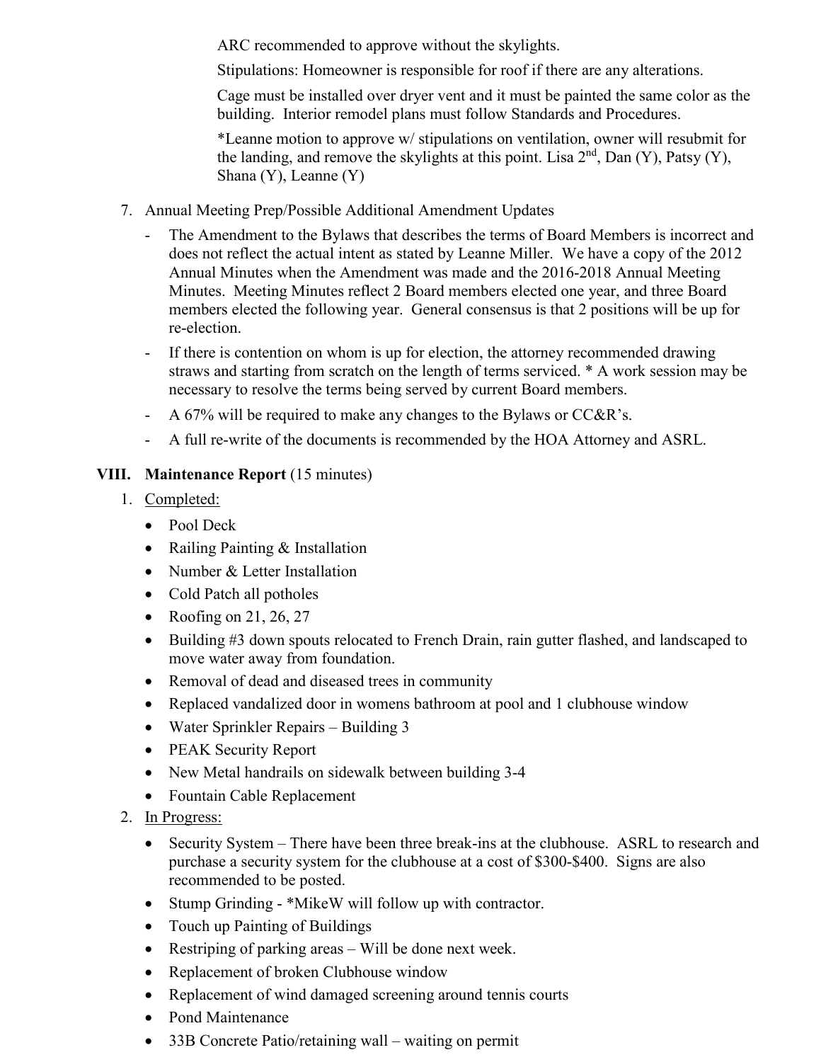ARC recommended to approve without the skylights.

Stipulations: Homeowner is responsible for roof if there are any alterations.

Cage must be installed over dryer vent and it must be painted the same color as the building. Interior remodel plans must follow Standards and Procedures.

*Leanne motion to approve w/ stipulations on ventilation, owner will resubmit for the landing, and remove the skylights at this point. Lisa 2nd, Dan (Y), Patsy (Y), Shana (Y), Leanne (Y)

7. Annual Meeting Prep/Possible Additional Amendment Updates
   - The Amendment to the Bylaws that describes the terms of Board Members is incorrect and does not reflect the actual intent as stated by Leanne Miller. We have a copy of the 2012 Annual Minutes when the Amendment was made and the 2016-2018 Annual Meeting Minutes. Meeting Minutes reflect 2 Board members elected one year, and three Board members elected the following year. General consensus is that 2 positions will be up for re-election.
   - If there is contention on whom is up for election, the attorney recommended drawing straws and starting from scratch on the length of terms serviced. * A work session may be necessary to resolve the terms being served by current Board members.
   - A 67% will be required to make any changes to the Bylaws or CC&R's.
   - A full re-write of the documents is recommended by the HOA Attorney and ASRL.

## VIII. Maintenance Report (15 minutes)

1. Completed:
   - Pool Deck
   - Railing Painting & Installation
   - Number & Letter Installation
   - Cold Patch all potholes
   - Roofing on 21, 26, 27
   - Building #3 down spouts relocated to French Drain, rain gutter flashed, and landscaped to move water away from foundation.
   - Removal of dead and diseased trees in community
   - Replaced vandalized door in womens bathroom at pool and 1 clubhouse window
   - Water Sprinkler Repairs – Building 3
   - PEAK Security Report
   - New Metal handrails on sidewalk between building 3-4
   - Fountain Cable Replacement
2. In Progress:
   - Security System – There have been three break-ins at the clubhouse. ASRL to research and purchase a security system for the clubhouse at a cost of $300-$400. Signs are also recommended to be posted.
   - Stump Grinding - *MikeW will follow up with contractor.
   - Touch up Painting of Buildings
   - Restriping of parking areas – Will be done next week.
   - Replacement of broken Clubhouse window
   - Replacement of wind damaged screening around tennis courts
   - Pond Maintenance
   - 33B Concrete Patio/retaining wall – waiting on permit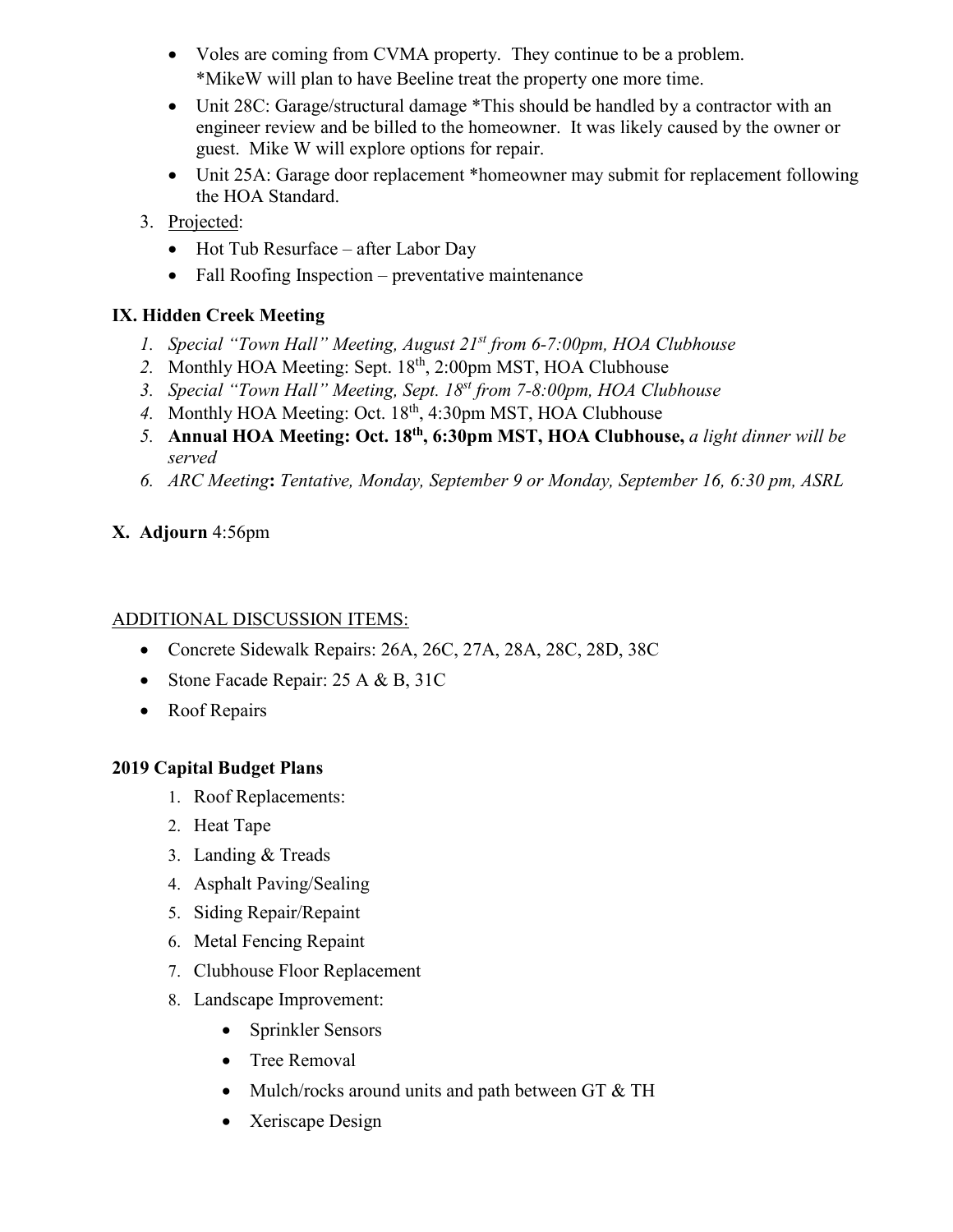- Voles are coming from CVMA property. They continue to be a problem. *MikeW will plan to have Beeline treat the property one more time.
- Unit 28C: Garage/structural damage *This should be handled by a contractor with an engineer review and be billed to the homeowner. It was likely caused by the owner or guest. Mike W will explore options for repair.
- Unit 25A: Garage door replacement *homeowner may submit for replacement following the HOA Standard.

3. Projected:
   - Hot Tub Resurface – after Labor Day
   - Fall Roofing Inspection – preventative maintenance

### IX. Hidden Creek Meeting

1. *Special "Town Hall" Meeting, August 21st from 6-7:00pm, HOA Clubhouse*
2. Monthly HOA Meeting: Sept. 18th, 2:00pm MST, HOA Clubhouse
3. *Special "Town Hall" Meeting, Sept. 18st from 7-8:00pm, HOA Clubhouse*
4. Monthly HOA Meeting: Oct. 18th, 4:30pm MST, HOA Clubhouse
5. **Annual HOA Meeting: Oct. 18th, 6:30pm MST, HOA Clubhouse,** *a light dinner will be served*
6. *ARC Meeting***:** *Tentative, Monday, September 9 or Monday, September 16, 6:30 pm, ASRL*

### X. Adjourn 4:56pm

ADDITIONAL DISCUSSION ITEMS:

- Concrete Sidewalk Repairs: 26A, 26C, 27A, 28A, 28C, 28D, 38C
- Stone Facade Repair: 25 A & B, 31C
- Roof Repairs

### 2019 Capital Budget Plans

1. Roof Replacements:
2. Heat Tape
3. Landing & Treads
4. Asphalt Paving/Sealing
5. Siding Repair/Repaint
6. Metal Fencing Repaint
7. Clubhouse Floor Replacement
8. Landscape Improvement:
   - Sprinkler Sensors
   - Tree Removal
   - Mulch/rocks around units and path between GT & TH
   - Xeriscape Design